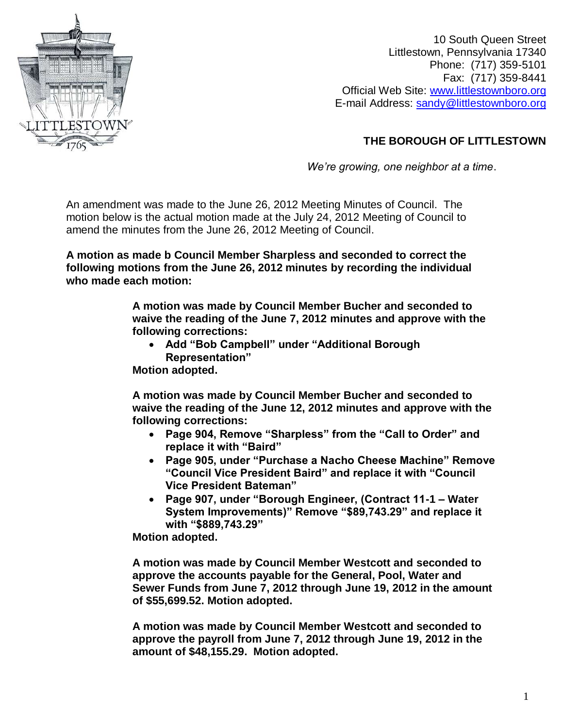10 South Queen Street
Littlestown, Pennsylvania 17340
Phone: (717) 359-5101
Fax: (717) 359-8441
Official Web Site: [www.littlestownboro.org](http://www.littlestownboro.org)
E-mail Address: [sandy@littlestownboro.org](mailto:sandy@littlestownboro.org)

## THE BOROUGH OF LITTLESTOWN

*We're growing, one neighbor at a time*.

An amendment was made to the June 26, 2012 Meeting Minutes of Council. The motion below is the actual motion made at the July 24, 2012 Meeting of Council to amend the minutes from the June 26, 2012 Meeting of Council.

**A motion as made b Council Member Sharpless and seconded to correct the following motions from the June 26, 2012 minutes by recording the individual who made each motion:**

> **A motion was made by Council Member Bucher and seconded to waive the reading of the June 7, 2012 minutes and approve with the following corrections:**
>
> - **Add "Bob Campbell" under "Additional Borough Representation"**
>
> **Motion adopted.**
>
> **A motion was made by Council Member Bucher and seconded to waive the reading of the June 12, 2012 minutes and approve with the following corrections:**
>
> - **Page 904, Remove "Sharpless" from the "Call to Order" and replace it with "Baird"**
> - **Page 905, under "Purchase a Nacho Cheese Machine" Remove "Council Vice President Baird" and replace it with "Council Vice President Bateman"**
> - **Page 907, under "Borough Engineer, (Contract 11-1 – Water System Improvements)" Remove "$89,743.29" and replace it with "$889,743.29"**
>
> **Motion adopted.**
>
> **A motion was made by Council Member Westcott and seconded to approve the accounts payable for the General, Pool, Water and Sewer Funds from June 7, 2012 through June 19, 2012 in the amount of $55,699.52. Motion adopted.**
>
> **A motion was made by Council Member Westcott and seconded to approve the payroll from June 7, 2012 through June 19, 2012 in the amount of $48,155.29. Motion adopted.**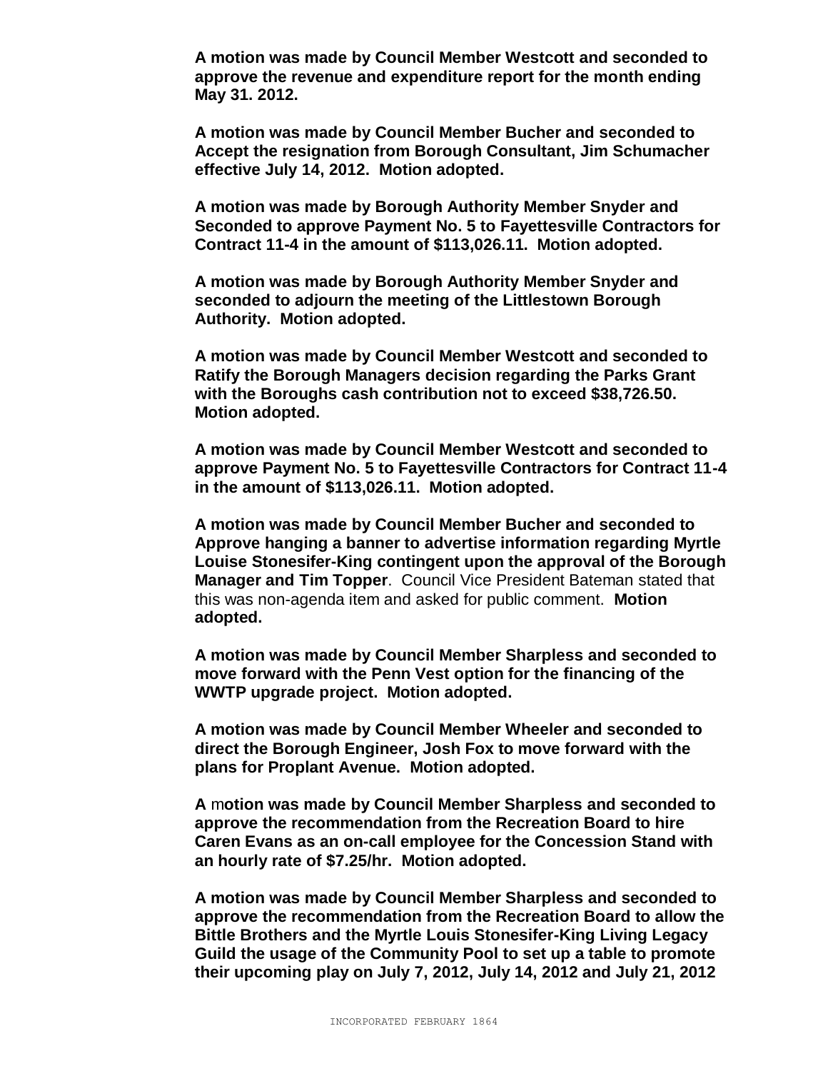**A motion was made by Council Member Westcott and seconded to approve the revenue and expenditure report for the month ending May 31. 2012.**

**A motion was made by Council Member Bucher and seconded to Accept the resignation from Borough Consultant, Jim Schumacher effective July 14, 2012. Motion adopted.**

**A motion was made by Borough Authority Member Snyder and Seconded to approve Payment No. 5 to Fayettesville Contractors for Contract 11-4 in the amount of $113,026.11. Motion adopted.**

**A motion was made by Borough Authority Member Snyder and seconded to adjourn the meeting of the Littlestown Borough Authority. Motion adopted.**

**A motion was made by Council Member Westcott and seconded to Ratify the Borough Managers decision regarding the Parks Grant with the Boroughs cash contribution not to exceed $38,726.50. Motion adopted.**

**A motion was made by Council Member Westcott and seconded to approve Payment No. 5 to Fayettesville Contractors for Contract 11-4 in the amount of $113,026.11. Motion adopted.**

**A motion was made by Council Member Bucher and seconded to Approve hanging a banner to advertise information regarding Myrtle Louise Stonesifer-King contingent upon the approval of the Borough Manager and Tim Topper**. Council Vice President Bateman stated that this was non-agenda item and asked for public comment. **Motion adopted.**

**A motion was made by Council Member Sharpless and seconded to move forward with the Penn Vest option for the financing of the WWTP upgrade project. Motion adopted.**

**A motion was made by Council Member Wheeler and seconded to direct the Borough Engineer, Josh Fox to move forward with the plans for Proplant Avenue. Motion adopted.**

**A** m**otion was made by Council Member Sharpless and seconded to approve the recommendation from the Recreation Board to hire Caren Evans as an on-call employee for the Concession Stand with an hourly rate of $7.25/hr. Motion adopted.**

**A motion was made by Council Member Sharpless and seconded to approve the recommendation from the Recreation Board to allow the Bittle Brothers and the Myrtle Louis Stonesifer-King Living Legacy Guild the usage of the Community Pool to set up a table to promote their upcoming play on July 7, 2012, July 14, 2012 and July 21, 2012**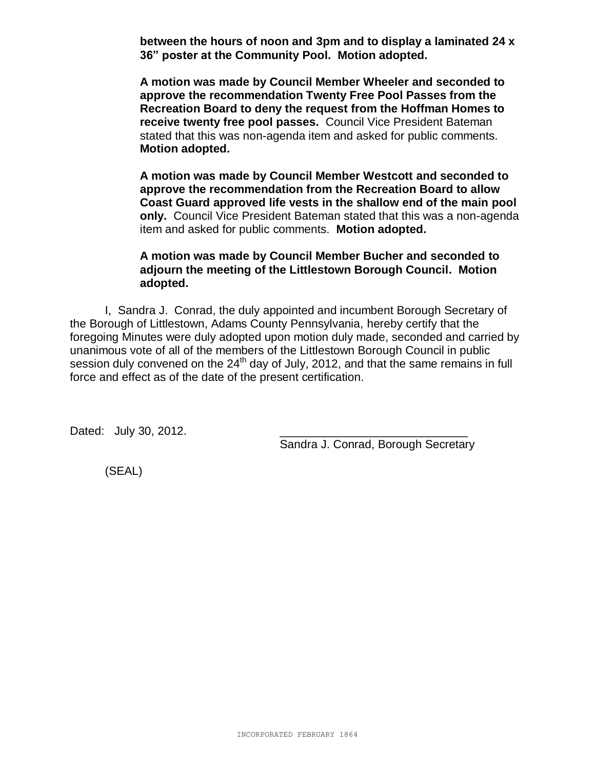**between the hours of noon and 3pm and to display a laminated 24 x 36" poster at the Community Pool. Motion adopted.**

**A motion was made by Council Member Wheeler and seconded to approve the recommendation Twenty Free Pool Passes from the Recreation Board to deny the request from the Hoffman Homes to receive twenty free pool passes.** Council Vice President Bateman stated that this was non-agenda item and asked for public comments. **Motion adopted.**

**A motion was made by Council Member Westcott and seconded to approve the recommendation from the Recreation Board to allow Coast Guard approved life vests in the shallow end of the main pool only.** Council Vice President Bateman stated that this was a non-agenda item and asked for public comments. **Motion adopted.**

**A motion was made by Council Member Bucher and seconded to adjourn the meeting of the Littlestown Borough Council. Motion adopted.**

I, Sandra J. Conrad, the duly appointed and incumbent Borough Secretary of the Borough of Littlestown, Adams County Pennsylvania, hereby certify that the foregoing Minutes were duly adopted upon motion duly made, seconded and carried by unanimous vote of all of the members of the Littlestown Borough Council in public session duly convened on the 24th day of July, 2012, and that the same remains in full force and effect as of the date of the present certification.

Dated: July 30, 2012.

_____________________________
Sandra J. Conrad, Borough Secretary

(SEAL)

INCORPORATED FEBRUARY 1864